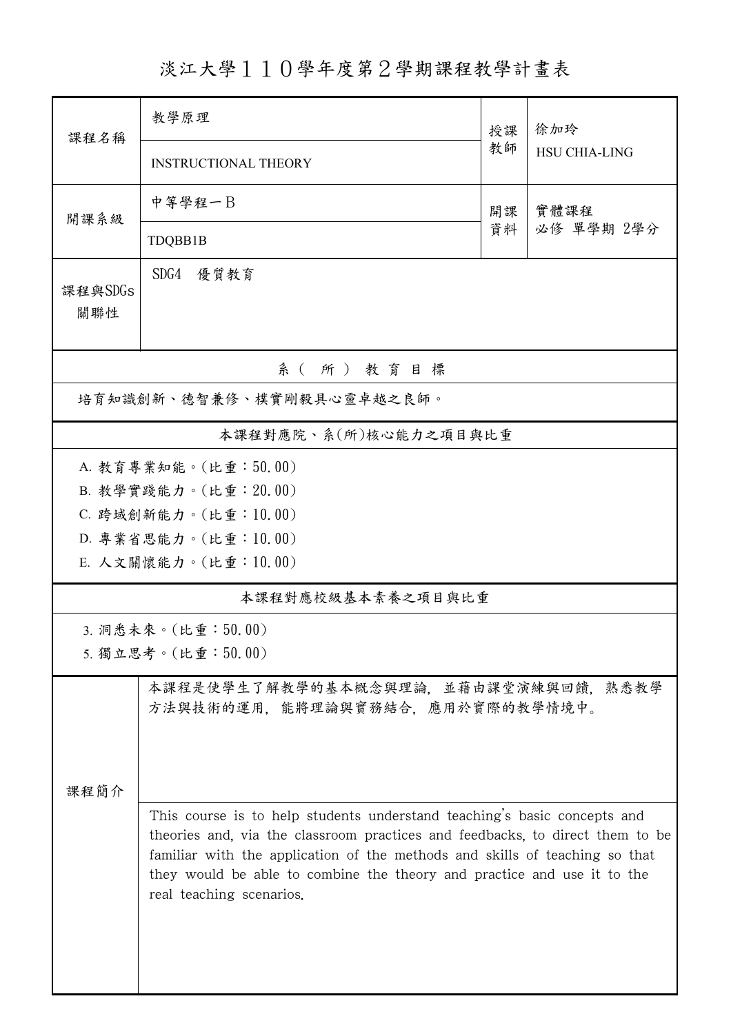# 淡江大學１１０學年度第２學期課程教學計畫表

| 課程名稱 | 教學原理<br>INSTRUCTIONAL THEORY | 授課教師 | 徐加玲<br>HSU CHIA-LING |
|---|---|---|---|
| 開課系級 | 中等學程一Ｂ<br>TDQBB1B | 開課資料 | 實體課程<br>必修 單學期 2學分 |
| 課程與SDGs關聯性 | SDG4 優質教育 | | |

**系（所）教育目標**

培育知識創新、德智兼修、樸實剛毅具心靈卓越之良師。

**本課程對應院、系(所)核心能力之項目與比重**

A. 教育專業知能。(比重：50.00)
B. 教學實踐能力。(比重：20.00)
C. 跨域創新能力。(比重：10.00)
D. 專業省思能力。(比重：10.00)
E. 人文關懷能力。(比重：10.00)

**本課程對應校級基本素養之項目與比重**

3. 洞悉未來。(比重：50.00)
5. 獨立思考。(比重：50.00)

| 課程簡介 | |
|---|---|
| | 本課程是使學生了解教學的基本概念與理論，並藉由課堂演練與回饋，熟悉教學方法與技術的運用，能將理論與實務結合，應用於實際的教學情境中。 |
| | This course is to help students understand teaching's basic concepts and theories and, via the classroom practices and feedbacks, to direct them to be familiar with the application of the methods and skills of teaching so that they would be able to combine the theory and practice and use it to the real teaching scenarios. |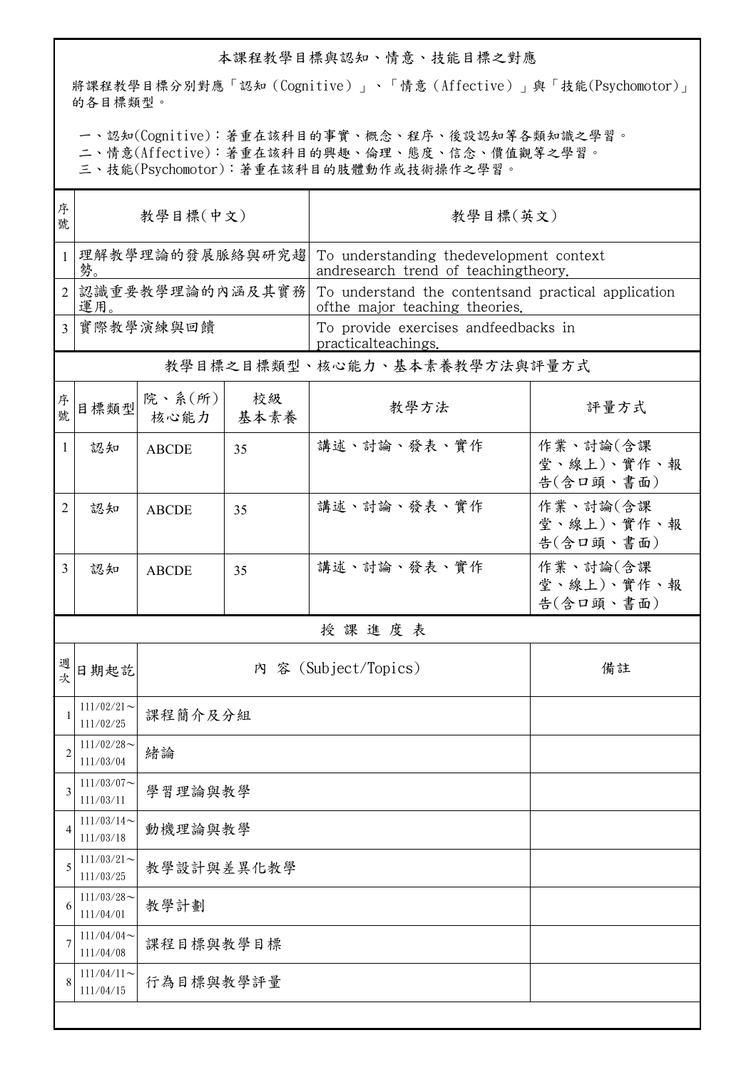## 本課程教學目標與認知、情意、技能目標之對應

將課程教學目標分別對應「認知（Cognitive）」、「情意（Affective）」與「技能(Psychomotor)」的各目標類型。

一、認知(Cognitive)：著重在該科目的事實、概念、程序、後設認知等各類知識之學習。
二、情意(Affective)：著重在該科目的興趣、倫理、態度、信念、價值觀等之學習。
三、技能(Psychomotor)：著重在該科目的肢體動作或技術操作之學習。

| 序號 | 教學目標(中文) | 教學目標(英文) |
|---|---|---|
| 1 | 理解教學理論的發展脈絡與研究趨勢。 | To understanding thedevelopment context andresearch trend of teachingtheory. |
| 2 | 認識重要教學理論的內涵及其實務運用。 | To understand the contentsand practical application ofthe major teaching theories. |
| 3 | 實際教學演練與回饋 | To provide exercises andfeedbacks in practicalteachings. |

## 教學目標之目標類型、核心能力、基本素養教學方法與評量方式

| 序號 | 目標類型 | 院、系(所)核心能力 | 校級基本素養 | 教學方法 | 評量方式 |
|---|---|---|---|---|---|
| 1 | 認知 | ABCDE | 35 | 講述、討論、發表、實作 | 作業、討論(含課堂、線上)、實作、報告(含口頭、書面) |
| 2 | 認知 | ABCDE | 35 | 講述、討論、發表、實作 | 作業、討論(含課堂、線上)、實作、報告(含口頭、書面) |
| 3 | 認知 | ABCDE | 35 | 講述、討論、發表、實作 | 作業、討論(含課堂、線上)、實作、報告(含口頭、書面) |

## 授 課 進 度 表

| 週次 | 日期起訖 | 內 容 (Subject/Topics) | 備註 |
|---|---|---|---|
| 1 | 111/02/21～111/02/25 | 課程簡介及分組 | |
| 2 | 111/02/28～111/03/04 | 緒論 | |
| 3 | 111/03/07～111/03/11 | 學習理論與教學 | |
| 4 | 111/03/14～111/03/18 | 動機理論與教學 | |
| 5 | 111/03/21～111/03/25 | 教學設計與差異化教學 | |
| 6 | 111/03/28～111/04/01 | 教學計劃 | |
| 7 | 111/04/04～111/04/08 | 課程目標與教學目標 | |
| 8 | 111/04/11～111/04/15 | 行為目標與教學評量 | |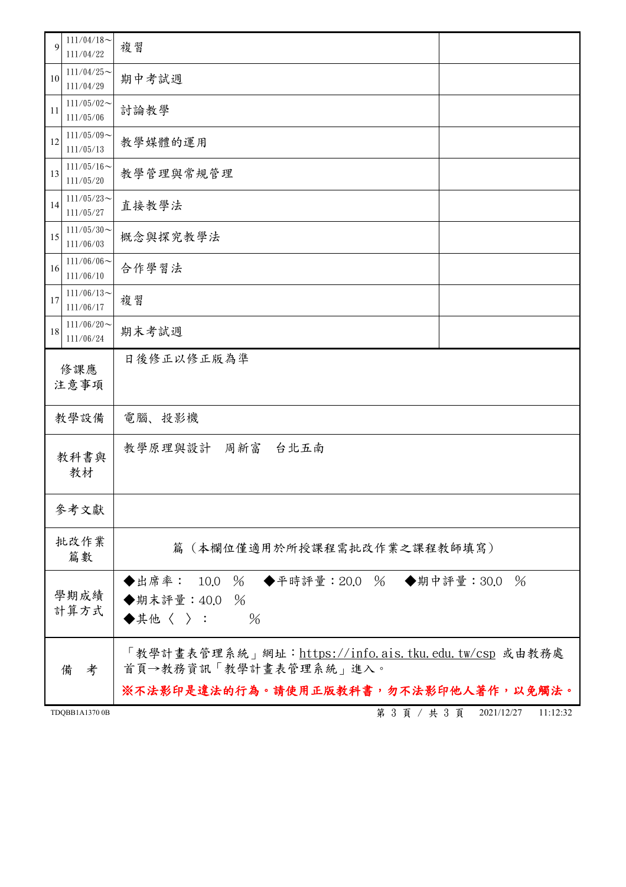| | | | |
|---|---|---|---|
| 9 | 111/04/18～<br>111/04/22 | 複習 | |
| 10 | 111/04/25～<br>111/04/29 | 期中考試週 | |
| 11 | 111/05/02～<br>111/05/06 | 討論教學 | |
| 12 | 111/05/09～<br>111/05/13 | 教學媒體的運用 | |
| 13 | 111/05/16～<br>111/05/20 | 教學管理與常規管理 | |
| 14 | 111/05/23～<br>111/05/27 | 直接教學法 | |
| 15 | 111/05/30～<br>111/06/03 | 概念與探究教學法 | |
| 16 | 111/06/06～<br>111/06/10 | 合作學習法 | |
| 17 | 111/06/13～<br>111/06/17 | 複習 | |
| 18 | 111/06/20～<br>111/06/24 | 期末考試週 | |

| | |
|---|---|
| 修課應注意事項 | 日後修正以修正版為準 |
| 教學設備 | 電腦、投影機 |
| 教科書與教材 | 教學原理與設計　周新富　台北五南 |
| 參考文獻 | |
| 批改作業篇數 | 篇（本欄位僅適用於所授課程需批改作業之課程教師填寫） |
| 學期成績計算方式 | ◆出席率： 10.0 ％　◆平時評量：20.0 ％　◆期中評量：30.0 ％<br>◆期末評量：40.0 ％<br>◆其他〈 〉： ％ |
| 備　考 | 「教學計畫表管理系統」網址：https://info.ais.tku.edu.tw/csp 或由教務處首頁→教務資訊「教學計畫表管理系統」進入。<br>**※不法影印是違法的行為。請使用正版教科書，勿不法影印他人著作，以免觸法。** |

TDQBB1A1370 0B　　2021/12/27　11:12:32